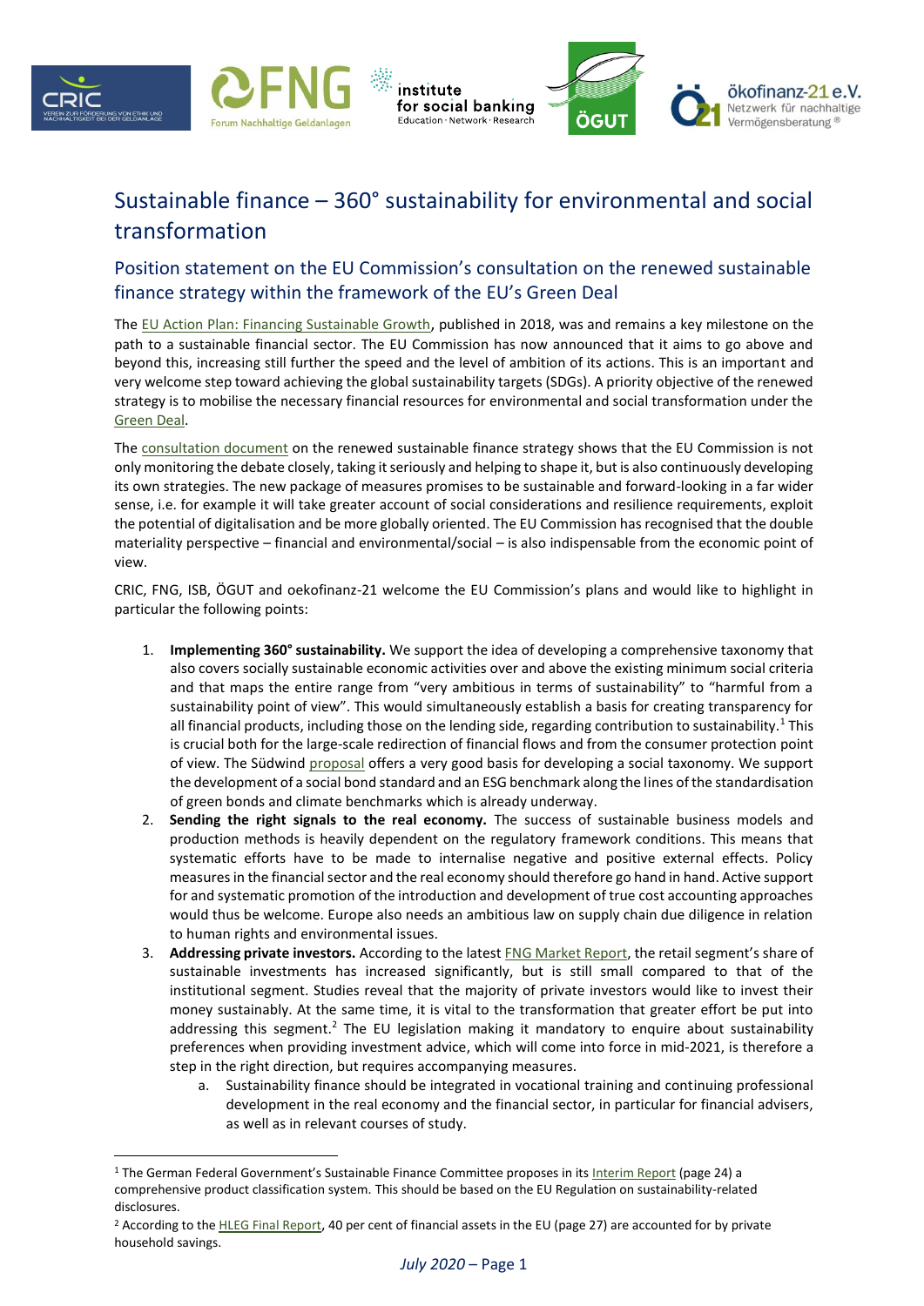# Sustainable finance – 360° sustainability for environmental and social transformation

## Position statement on the EU Commission's consultation on the renewed sustainable finance strategy within the framework of the EU's Green Deal

The EU Action Plan: Financing Sustainable Growth, published in 2018, was and remains a key milestone on the path to a sustainable financial sector. The EU Commission has now announced that it aims to go above and beyond this, increasing still further the speed and the level of ambition of its actions. This is an important and very welcome step toward achieving the global sustainability targets (SDGs). A priority objective of the renewed strategy is to mobilise the necessary financial resources for environmental and social transformation under the Green Deal.

The consultation document on the renewed sustainable finance strategy shows that the EU Commission is not only monitoring the debate closely, taking it seriously and helping to shape it, but is also continuously developing its own strategies. The new package of measures promises to be sustainable and forward-looking in a far wider sense, i.e. for example it will take greater account of social considerations and resilience requirements, exploit the potential of digitalisation and be more globally oriented. The EU Commission has recognised that the double materiality perspective – financial and environmental/social – is also indispensable from the economic point of view.

CRIC, FNG, ISB, ÖGUT and oekofinanz-21 welcome the EU Commission's plans and would like to highlight in particular the following points:

1. **Implementing 360° sustainability.** We support the idea of developing a comprehensive taxonomy that also covers socially sustainable economic activities over and above the existing minimum social criteria and that maps the entire range from "very ambitious in terms of sustainability" to "harmful from a sustainability point of view". This would simultaneously establish a basis for creating transparency for all financial products, including those on the lending side, regarding contribution to sustainability.[1] This is crucial both for the large-scale redirection of financial flows and from the consumer protection point of view. The Südwind proposal offers a very good basis for developing a social taxonomy. We support the development of a social bond standard and an ESG benchmark along the lines of the standardisation of green bonds and climate benchmarks which is already underway.
2. **Sending the right signals to the real economy.** The success of sustainable business models and production methods is heavily dependent on the regulatory framework conditions. This means that systematic efforts have to be made to internalise negative and positive external effects. Policy measures in the financial sector and the real economy should therefore go hand in hand. Active support for and systematic promotion of the introduction and development of true cost accounting approaches would thus be welcome. Europe also needs an ambitious law on supply chain due diligence in relation to human rights and environmental issues.
3. **Addressing private investors.** According to the latest FNG Market Report, the retail segment's share of sustainable investments has increased significantly, but is still small compared to that of the institutional segment. Studies reveal that the majority of private investors would like to invest their money sustainably. At the same time, it is vital to the transformation that greater effort be put into addressing this segment.[2] The EU legislation making it mandatory to enquire about sustainability preferences when providing investment advice, which will come into force in mid-2021, is therefore a step in the right direction, but requires accompanying measures.
    a. Sustainability finance should be integrated in vocational training and continuing professional development in the real economy and the financial sector, in particular for financial advisers, as well as in relevant courses of study.

[1] The German Federal Government's Sustainable Finance Committee proposes in its Interim Report (page 24) a comprehensive product classification system. This should be based on the EU Regulation on sustainability-related disclosures.

[2] According to the HLEG Final Report, 40 per cent of financial assets in the EU (page 27) are accounted for by private household savings.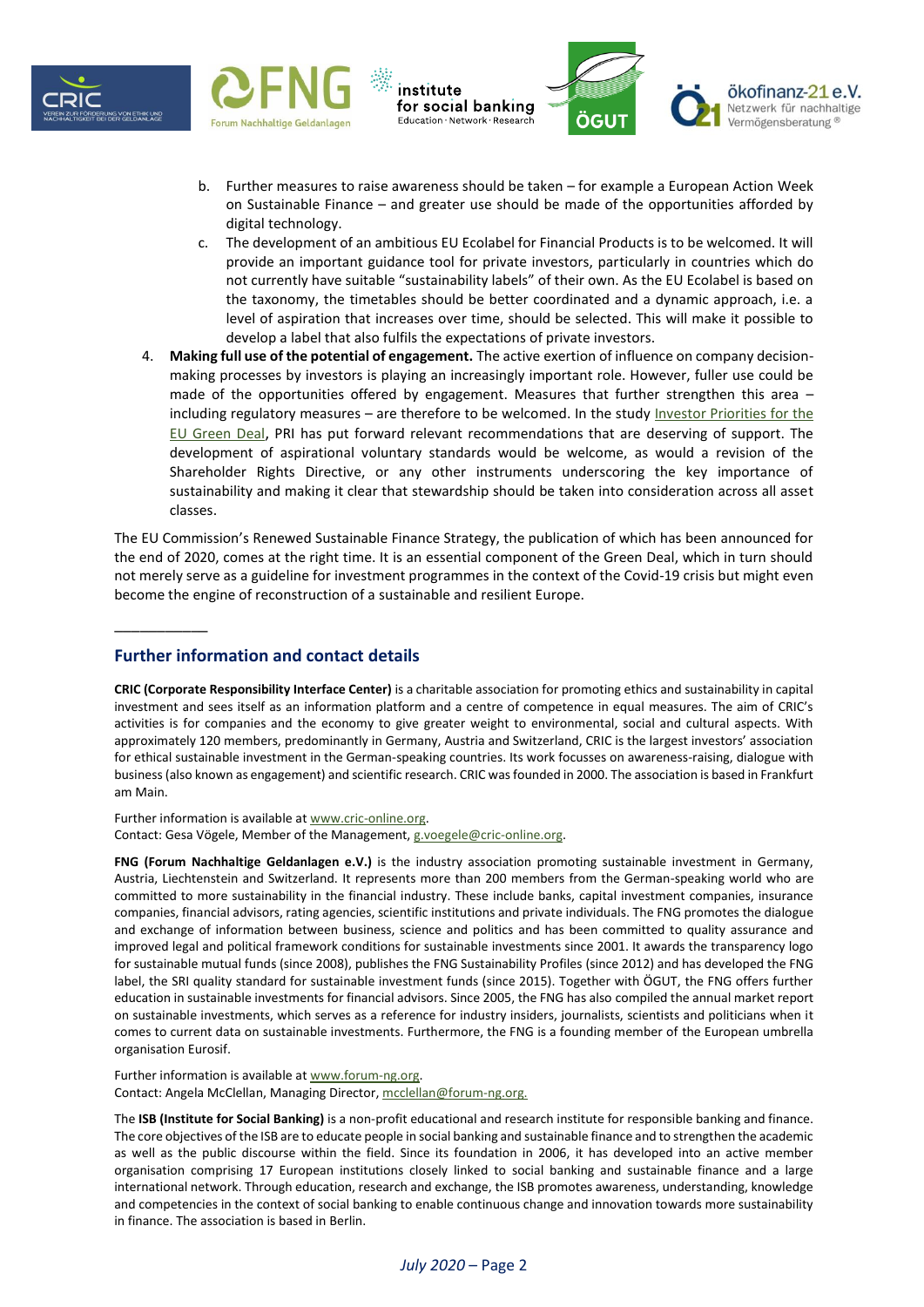b. Further measures to raise awareness should be taken – for example a European Action Week on Sustainable Finance – and greater use should be made of the opportunities afforded by digital technology.
   c. The development of an ambitious EU Ecolabel for Financial Products is to be welcomed. It will provide an important guidance tool for private investors, particularly in countries which do not currently have suitable "sustainability labels" of their own. As the EU Ecolabel is based on the taxonomy, the timetables should be better coordinated and a dynamic approach, i.e. a level of aspiration that increases over time, should be selected. This will make it possible to develop a label that also fulfils the expectations of private investors.

4. **Making full use of the potential of engagement.** The active exertion of influence on company decision-making processes by investors is playing an increasingly important role. However, fuller use could be made of the opportunities offered by engagement. Measures that further strengthen this area – including regulatory measures – are therefore to be welcomed. In the study Investor Priorities for the EU Green Deal, PRI has put forward relevant recommendations that are deserving of support. The development of aspirational voluntary standards would be welcome, as would a revision of the Shareholder Rights Directive, or any other instruments underscoring the key importance of sustainability and making it clear that stewardship should be taken into consideration across all asset classes.

The EU Commission's Renewed Sustainable Finance Strategy, the publication of which has been announced for the end of 2020, comes at the right time. It is an essential component of the Green Deal, which in turn should not merely serve as a guideline for investment programmes in the context of the Covid-19 crisis but might even become the engine of reconstruction of a sustainable and resilient Europe.

---

## Further information and contact details

**CRIC (Corporate Responsibility Interface Center)** is a charitable association for promoting ethics and sustainability in capital investment and sees itself as an information platform and a centre of competence in equal measures. The aim of CRIC's activities is for companies and the economy to give greater weight to environmental, social and cultural aspects. With approximately 120 members, predominantly in Germany, Austria and Switzerland, CRIC is the largest investors' association for ethical sustainable investment in the German-speaking countries. Its work focusses on awareness-raising, dialogue with business (also known as engagement) and scientific research. CRIC was founded in 2000. The association is based in Frankfurt am Main.

Further information is available at www.cric-online.org.
Contact: Gesa Vögele, Member of the Management, g.voegele@cric-online.org.

**FNG (Forum Nachhaltige Geldanlagen e.V.)** is the industry association promoting sustainable investment in Germany, Austria, Liechtenstein and Switzerland. It represents more than 200 members from the German-speaking world who are committed to more sustainability in the financial industry. These include banks, capital investment companies, insurance companies, financial advisors, rating agencies, scientific institutions and private individuals. The FNG promotes the dialogue and exchange of information between business, science and politics and has been committed to quality assurance and improved legal and political framework conditions for sustainable investments since 2001. It awards the transparency logo for sustainable mutual funds (since 2008), publishes the FNG Sustainability Profiles (since 2012) and has developed the FNG label, the SRI quality standard for sustainable investment funds (since 2015). Together with ÖGUT, the FNG offers further education in sustainable investments for financial advisors. Since 2005, the FNG has also compiled the annual market report on sustainable investments, which serves as a reference for industry insiders, journalists, scientists and politicians when it comes to current data on sustainable investments. Furthermore, the FNG is a founding member of the European umbrella organisation Eurosif.

Further information is available at www.forum-ng.org.
Contact: Angela McClellan, Managing Director, mcclellan@forum-ng.org.

The **ISB (Institute for Social Banking)** is a non-profit educational and research institute for responsible banking and finance. The core objectives of the ISB are to educate people in social banking and sustainable finance and to strengthen the academic as well as the public discourse within the field. Since its foundation in 2006, it has developed into an active member organisation comprising 17 European institutions closely linked to social banking and sustainable finance and a large international network. Through education, research and exchange, the ISB promotes awareness, understanding, knowledge and competencies in the context of social banking to enable continuous change and innovation towards more sustainability in finance. The association is based in Berlin.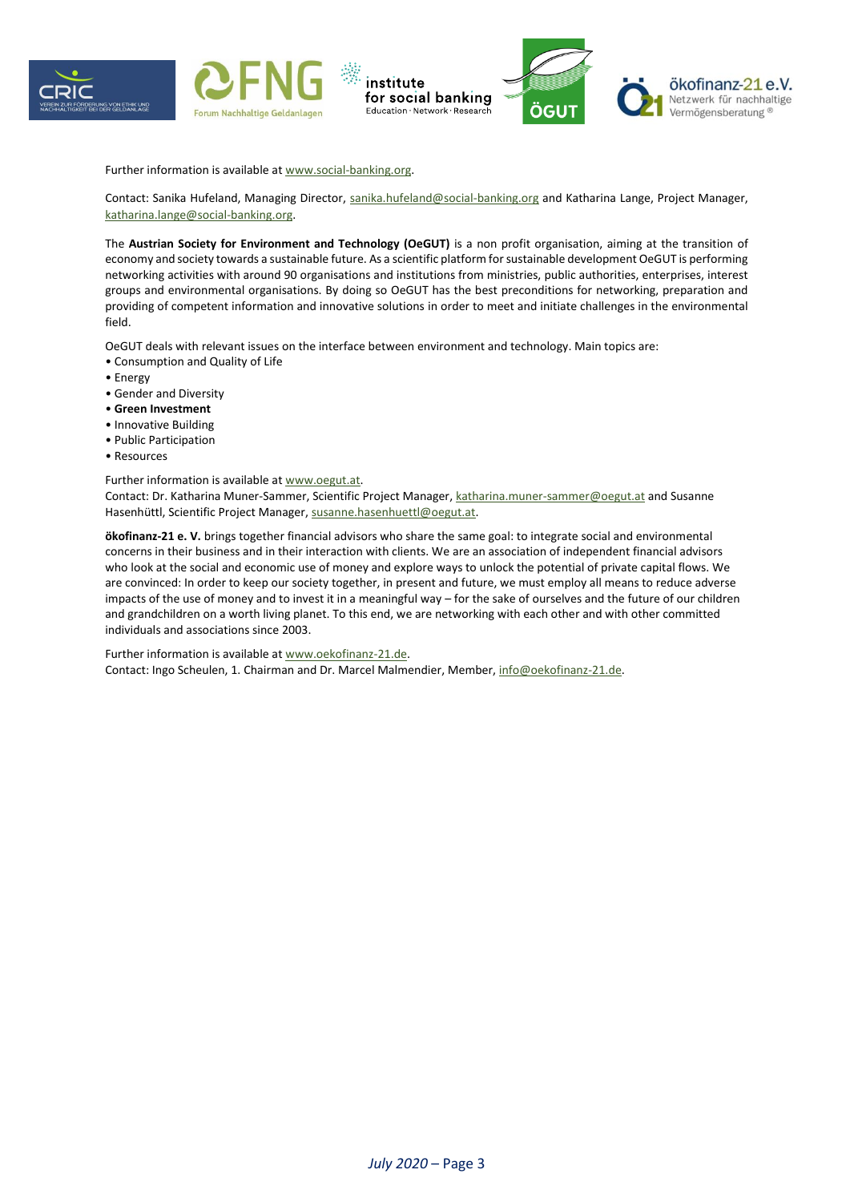Further information is available at www.social-banking.org.

Contact: Sanika Hufeland, Managing Director, sanika.hufeland@social-banking.org and Katharina Lange, Project Manager, katharina.lange@social-banking.org.

The **Austrian Society for Environment and Technology (OeGUT)** is a non profit organisation, aiming at the transition of economy and society towards a sustainable future. As a scientific platform for sustainable development OeGUT is performing networking activities with around 90 organisations and institutions from ministries, public authorities, enterprises, interest groups and environmental organisations. By doing so OeGUT has the best preconditions for networking, preparation and providing of competent information and innovative solutions in order to meet and initiate challenges in the environmental field.

OeGUT deals with relevant issues on the interface between environment and technology. Main topics are:

- Consumption and Quality of Life
- Energy
- Gender and Diversity
- **Green Investment**
- Innovative Building
- Public Participation
- Resources

Further information is available at www.oegut.at.
Contact: Dr. Katharina Muner-Sammer, Scientific Project Manager, katharina.muner-sammer@oegut.at and Susanne Hasenhüttl, Scientific Project Manager, susanne.hasenhuettl@oegut.at.

**ökofinanz-21 e. V.** brings together financial advisors who share the same goal: to integrate social and environmental concerns in their business and in their interaction with clients. We are an association of independent financial advisors who look at the social and economic use of money and explore ways to unlock the potential of private capital flows. We are convinced: In order to keep our society together, in present and future, we must employ all means to reduce adverse impacts of the use of money and to invest it in a meaningful way – for the sake of ourselves and the future of our children and grandchildren on a worth living planet. To this end, we are networking with each other and with other committed individuals and associations since 2003.

Further information is available at www.oekofinanz-21.de.
Contact: Ingo Scheulen, 1. Chairman and Dr. Marcel Malmendier, Member, info@oekofinanz-21.de.